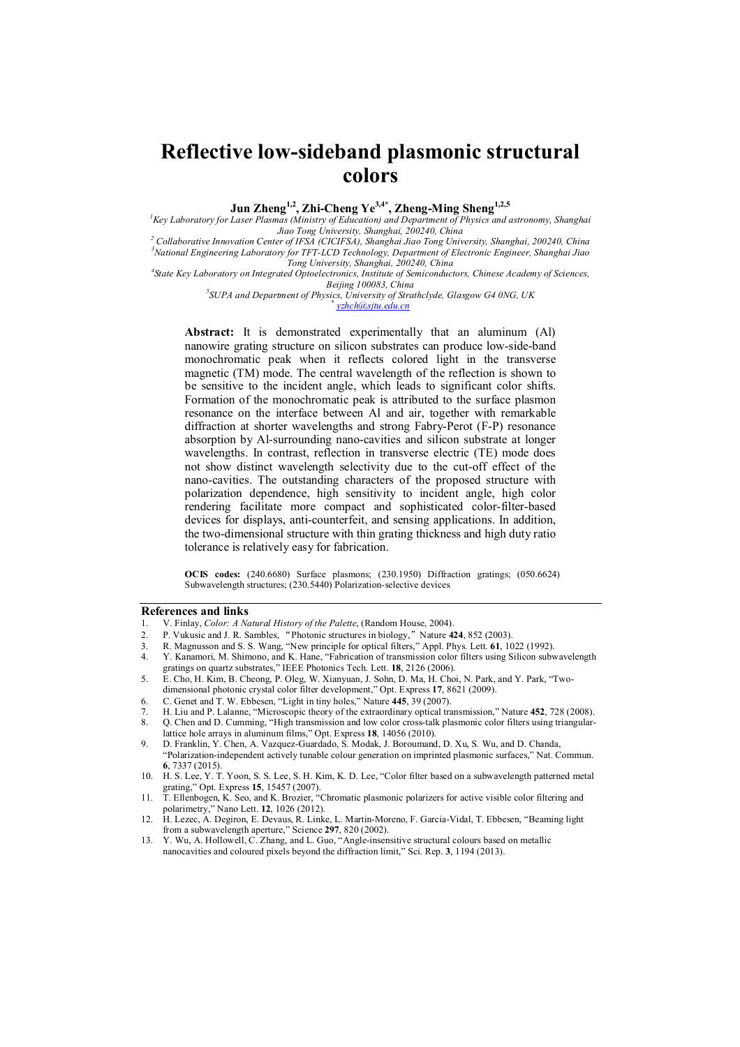# Reflective low-sideband plasmonic structural colors

**Jun Zheng[1,2], Zhi-Cheng Ye[3,4*], Zheng-Ming Sheng[1,2,5]**

[1]*Key Laboratory for Laser Plasmas (Ministry of Education) and Department of Physics and astronomy, Shanghai Jiao Tong University, Shanghai, 200240, China*
[2] *Collaborative Innovation Center of IFSA (CICIFSA), Shanghai Jiao Tong University, Shanghai, 200240, China*
[3]*National Engineering Laboratory for TFT-LCD Technology, Department of Electronic Engineer, Shanghai Jiao Tong University, Shanghai, 200240, China*
[4]*State Key Laboratory on Integrated Optoelectronics, Institute of Semiconductors, Chinese Academy of Sciences, Beijing 100083, China*
[5]*SUPA and Department of Physics, University of Strathclyde, Glasgow G4 0NG, UK*
[*] *yzhch@sjtu.edu.cn*

**Abstract:** It is demonstrated experimentally that an aluminum (Al) nanowire grating structure on silicon substrates can produce low-side-band monochromatic peak when it reflects colored light in the transverse magnetic (TM) mode. The central wavelength of the reflection is shown to be sensitive to the incident angle, which leads to significant color shifts. Formation of the monochromatic peak is attributed to the surface plasmon resonance on the interface between Al and air, together with remarkable diffraction at shorter wavelengths and strong Fabry-Perot (F-P) resonance absorption by Al-surrounding nano-cavities and silicon substrate at longer wavelengths. In contrast, reflection in transverse electric (TE) mode does not show distinct wavelength selectivity due to the cut-off effect of the nano-cavities. The outstanding characters of the proposed structure with polarization dependence, high sensitivity to incident angle, high color rendering facilitate more compact and sophisticated color-filter-based devices for displays, anti-counterfeit, and sensing applications. In addition, the two-dimensional structure with thin grating thickness and high duty ratio tolerance is relatively easy for fabrication.

**OCIS codes:** (240.6680) Surface plasmons; (230.1950) Diffraction gratings; (050.6624) Subwavelength structures; (230.5440) Polarization-selective devices

## References and links

1. V. Finlay, *Color: A Natural History of the Palette*, (Random House, 2004).
2. P. Vukusic and J. R. Sambles, "Photonic structures in biology," Nature **424**, 852 (2003).
3. R. Magnusson and S. S. Wang, "New principle for optical filters," Appl. Phys. Lett. **61**, 1022 (1992).
4. Y. Kanamori, M. Shimono, and K. Hane, "Fabrication of transmission color filters using Silicon subwavelength gratings on quartz substrates," IEEE Photonics Tech. Lett. **18**, 2126 (2006).
5. E. Cho, H. Kim, B. Cheong, P. Oleg, W. Xianyuan, J. Sohn, D. Ma, H. Choi, N. Park, and Y. Park, "Two-dimensional photonic crystal color filter development," Opt. Express **17**, 8621 (2009).
6. C. Genet and T. W. Ebbesen, "Light in tiny holes," Nature **445**, 39 (2007).
7. H. Liu and P. Lalanne, "Microscopic theory of the extraordinary optical transmission," Nature **452**, 728 (2008).
8. Q. Chen and D. Cumming, "High transmission and low color cross-talk plasmonic color filters using triangular-lattice hole arrays in aluminum films," Opt. Express **18**, 14056 (2010).
9. D. Franklin, Y. Chen, A. Vazquez-Guardado, S. Modak, J. Boroumand, D. Xu, S. Wu, and D. Chanda, "Polarization-independent actively tunable colour generation on imprinted plasmonic surfaces," Nat. Commun. **6**, 7337 (2015).
10. H. S. Lee, Y. T. Yoon, S. S. Lee, S. H. Kim, K. D. Lee, "Color filter based on a subwavelength patterned metal grating," Opt. Express **15**, 15457 (2007).
11. T. Ellenbogen, K. Seo, and K. Brozier, "Chromatic plasmonic polarizers for active visible color filtering and polarimetry," Nano Lett. **12**, 1026 (2012).
12. H. Lezec, A. Degiron, E. Devaus, R. Linke, L. Martin-Moreno, F. Garcia-Vidal, T. Ebbesen, "Beaming light from a subwavelength aperture," Science **297**, 820 (2002).
13. Y. Wu, A. Hollowell, C. Zhang, and L. Guo, "Angle-insensitive structural colours based on metallic nanocavities and coloured pixels beyond the diffraction limit," Sci. Rep. **3**, 1194 (2013).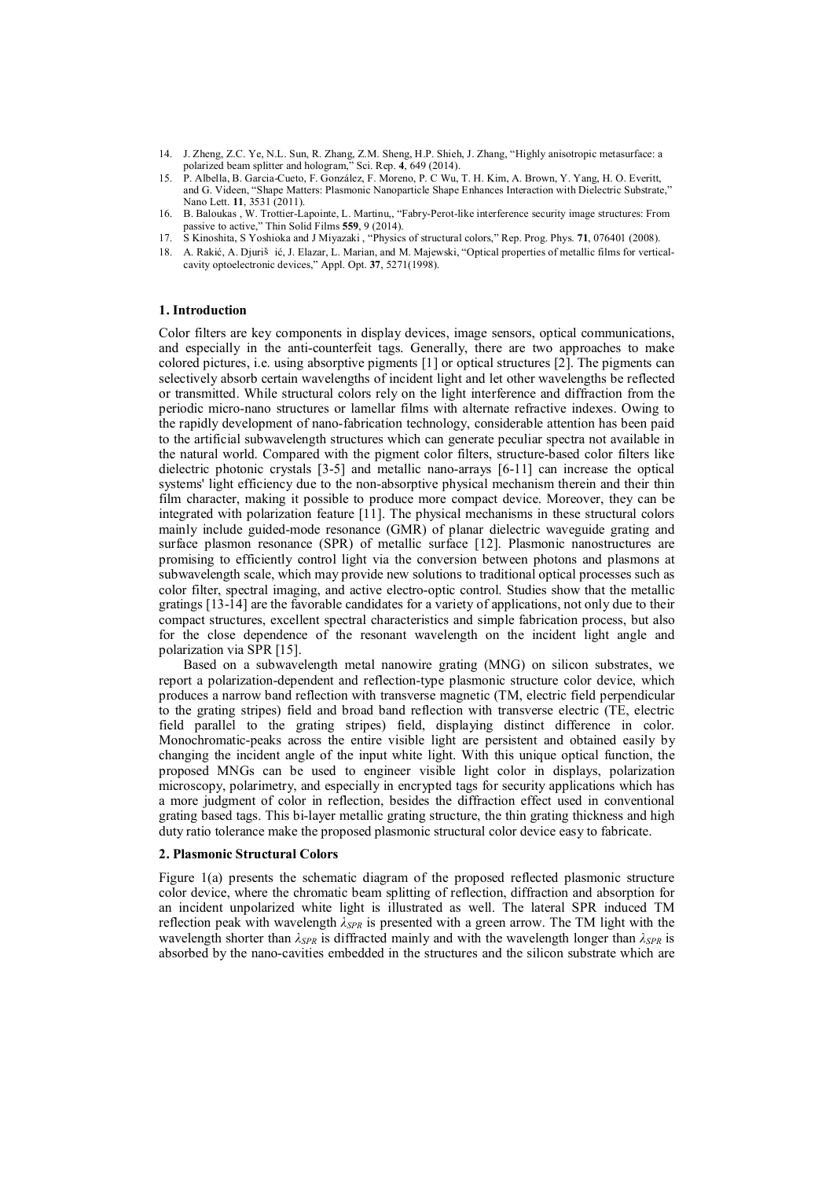14. J. Zheng, Z.C. Ye, N.L. Sun, R. Zhang, Z.M. Sheng, H.P. Shieh, J. Zhang, "Highly anisotropic metasurface: a polarized beam splitter and hologram," Sci. Rep. **4**, 649 (2014).
15. P. Albella, B. Garcia-Cueto, F. González, F. Moreno, P. C Wu, T. H. Kim, A. Brown, Y. Yang, H. O. Everitt, and G. Videen, "Shape Matters: Plasmonic Nanoparticle Shape Enhances Interaction with Dielectric Substrate," Nano Lett. **11**, 3531 (2011).
16. B. Baloukas , W. Trottier-Lapointe, L. Martinu,, "Fabry-Perot-like interference security image structures: From passive to active," Thin Solid Films **559**, 9 (2014).
17. S Kinoshita, S Yoshioka and J Miyazaki , "Physics of structural colors," Rep. Prog. Phys. **71**, 076401 (2008).
18. A. Rakić, A. Djuriš ić, J. Elazar, L. Marian, and M. Majewski, "Optical properties of metallic films for vertical-cavity optoelectronic devices," Appl. Opt. **37**, 5271(1998).

## 1. Introduction

Color filters are key components in display devices, image sensors, optical communications, and especially in the anti-counterfeit tags. Generally, there are two approaches to make colored pictures, i.e. using absorptive pigments [1] or optical structures [2]. The pigments can selectively absorb certain wavelengths of incident light and let other wavelengths be reflected or transmitted. While structural colors rely on the light interference and diffraction from the periodic micro-nano structures or lamellar films with alternate refractive indexes. Owing to the rapidly development of nano-fabrication technology, considerable attention has been paid to the artificial subwavelength structures which can generate peculiar spectra not available in the natural world. Compared with the pigment color filters, structure-based color filters like dielectric photonic crystals [3-5] and metallic nano-arrays [6-11] can increase the optical systems' light efficiency due to the non-absorptive physical mechanism therein and their thin film character, making it possible to produce more compact device. Moreover, they can be integrated with polarization feature [11]. The physical mechanisms in these structural colors mainly include guided-mode resonance (GMR) of planar dielectric waveguide grating and surface plasmon resonance (SPR) of metallic surface [12]. Plasmonic nanostructures are promising to efficiently control light via the conversion between photons and plasmons at subwavelength scale, which may provide new solutions to traditional optical processes such as color filter, spectral imaging, and active electro-optic control. Studies show that the metallic gratings [13-14] are the favorable candidates for a variety of applications, not only due to their compact structures, excellent spectral characteristics and simple fabrication process, but also for the close dependence of the resonant wavelength on the incident light angle and polarization via SPR [15].

Based on a subwavelength metal nanowire grating (MNG) on silicon substrates, we report a polarization-dependent and reflection-type plasmonic structure color device, which produces a narrow band reflection with transverse magnetic (TM, electric field perpendicular to the grating stripes) field and broad band reflection with transverse electric (TE, electric field parallel to the grating stripes) field, displaying distinct difference in color. Monochromatic-peaks across the entire visible light are persistent and obtained easily by changing the incident angle of the input white light. With this unique optical function, the proposed MNGs can be used to engineer visible light color in displays, polarization microscopy, polarimetry, and especially in encrypted tags for security applications which has a more judgment of color in reflection, besides the diffraction effect used in conventional grating based tags. This bi-layer metallic grating structure, the thin grating thickness and high duty ratio tolerance make the proposed plasmonic structural color device easy to fabricate.

## 2. Plasmonic Structural Colors

Figure 1(a) presents the schematic diagram of the proposed reflected plasmonic structure color device, where the chromatic beam splitting of reflection, diffraction and absorption for an incident unpolarized white light is illustrated as well. The lateral SPR induced TM reflection peak with wavelength $\lambda_{SPR}$ is presented with a green arrow. The TM light with the wavelength shorter than $\lambda_{SPR}$ is diffracted mainly and with the wavelength longer than $\lambda_{SPR}$ is absorbed by the nano-cavities embedded in the structures and the silicon substrate which are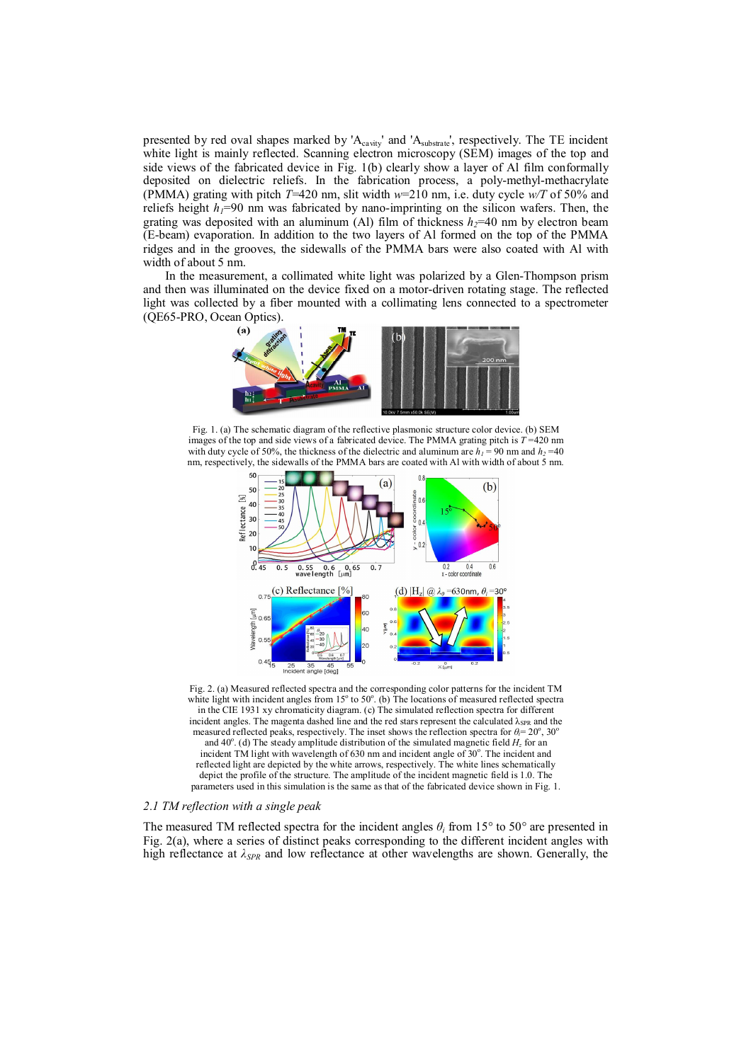presented by red oval shapes marked by '$A_{cavity}$' and '$A_{substrate}$', respectively. The TE incident white light is mainly reflected. Scanning electron microscopy (SEM) images of the top and side views of the fabricated device in Fig. 1(b) clearly show a layer of Al film conformally deposited on dielectric reliefs. In the fabrication process, a poly-methyl-methacrylate (PMMA) grating with pitch $T$=420 nm, slit width $w$=210 nm, i.e. duty cycle $w/T$ of 50% and reliefs height $h_1$=90 nm was fabricated by nano-imprinting on the silicon wafers. Then, the grating was deposited with an aluminum (Al) film of thickness $h_2$=40 nm by electron beam (E-beam) evaporation. In addition to the two layers of Al formed on the top of the PMMA ridges and in the grooves, the sidewalls of the PMMA bars were also coated with Al with width of about 5 nm.

In the measurement, a collimated white light was polarized by a Glen-Thompson prism and then was illuminated on the device fixed on a motor-driven rotating stage. The reflected light was collected by a fiber mounted with a collimating lens connected to a spectrometer (QE65-PRO, Ocean Optics).

Fig. 1. (a) The schematic diagram of the reflective plasmonic structure color device. (b) SEM images of the top and side views of a fabricated device. The PMMA grating pitch is $T$=420 nm with duty cycle of 50%, the thickness of the dielectric and aluminum are $h_1$ = 90 nm and $h_2$=40 nm, respectively, the sidewalls of the PMMA bars are coated with Al with width of about 5 nm.

Fig. 2. (a) Measured reflected spectra and the corresponding color patterns for the incident TM white light with incident angles from 15° to 50°. (b) The locations of measured reflected spectra in the CIE 1931 xy chromaticity diagram. (c) The simulated reflection spectra for different incident angles. The magenta dashed line and the red stars represent the calculated $\lambda_{SPR}$ and the measured reflected peaks, respectively. The inset shows the reflection spectra for $\theta_i$= 20°, 30° and 40°. (d) The steady amplitude distribution of the simulated magnetic field $H_z$ for an incident TM light with wavelength of 630 nm and incident angle of 30°. The incident and reflected light are depicted by the white arrows, respectively. The white lines schematically depict the profile of the structure. The amplitude of the incident magnetic field is 1.0. The parameters used in this simulation is the same as that of the fabricated device shown in Fig. 1.

### 2.1 TM reflection with a single peak

The measured TM reflected spectra for the incident angles $\theta_i$ from 15° to 50° are presented in Fig. 2(a), where a series of distinct peaks corresponding to the different incident angles with high reflectance at $\lambda_{SPR}$ and low reflectance at other wavelengths are shown. Generally, the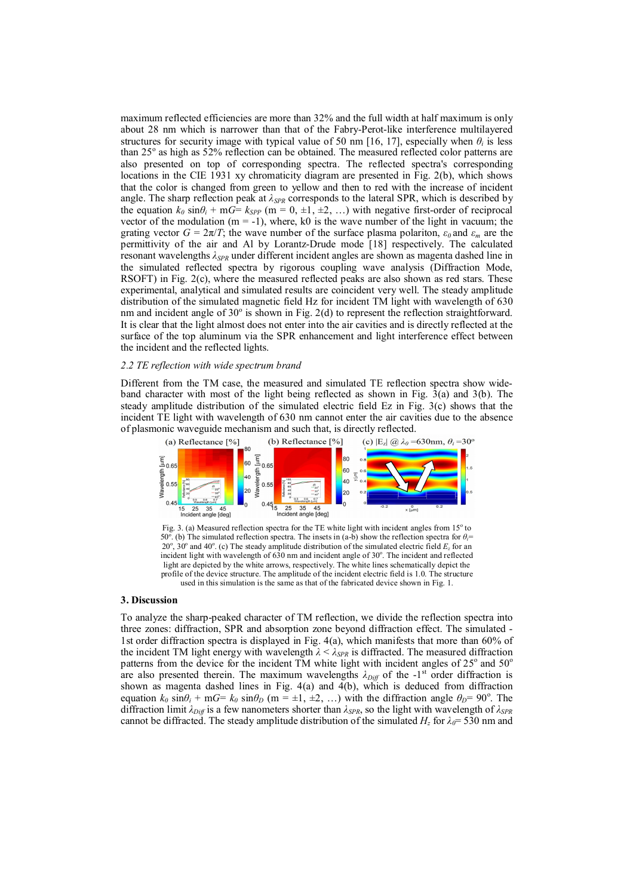maximum reflected efficiencies are more than 32% and the full width at half maximum is only about 28 nm which is narrower than that of the Fabry-Perot-like interference multilayered structures for security image with typical value of 50 nm [16, 17], especially when $\theta_i$ is less than 25° as high as 52% reflection can be obtained. The measured reflected color patterns are also presented on top of corresponding spectra. The reflected spectra's corresponding locations in the CIE 1931 xy chromaticity diagram are presented in Fig. 2(b), which shows that the color is changed from green to yellow and then to red with the increase of incident angle. The sharp reflection peak at $\lambda_{SPR}$ corresponds to the lateral SPR, which is described by the equation $k_0 \sin\theta_i + mG = k_{SPP}$ (m = 0, ±1, ±2, …) with negative first-order of reciprocal vector of the modulation (m = -1), where, k0 is the wave number of the light in vacuum; the grating vector $G = 2\pi/T$; the wave number of the surface plasma polariton, $\varepsilon_0$ and $\varepsilon_m$ are the permittivity of the air and Al by Lorantz-Drude mode [18] respectively. The calculated resonant wavelengths $\lambda_{SPR}$ under different incident angles are shown as magenta dashed line in the simulated reflected spectra by rigorous coupling wave analysis (Diffraction Mode, RSOFT) in Fig. 2(c), where the measured reflected peaks are also shown as red stars. These experimental, analytical and simulated results are coincident very well. The steady amplitude distribution of the simulated magnetic field Hz for incident TM light with wavelength of 630 nm and incident angle of 30° is shown in Fig. 2(d) to represent the reflection straightforward. It is clear that the light almost does not enter into the air cavities and is directly reflected at the surface of the top aluminum via the SPR enhancement and light interference effect between the incident and the reflected lights.

### *2.2 TE reflection with wide spectrum brand*

Different from the TM case, the measured and simulated TE reflection spectra show wide-band character with most of the light being reflected as shown in Fig. 3(a) and 3(b). The steady amplitude distribution of the simulated electric field Ez in Fig. 3(c) shows that the incident TE light with wavelength of 630 nm cannot enter the air cavities due to the absence of plasmonic waveguide mechanism and such that, is directly reflected.

Fig. 3. (a) Measured reflection spectra for the TE white light with incident angles from 15° to 50°. (b) The simulated reflection spectra. The insets in (a-b) show the reflection spectra for $\theta_i$= 20°, 30° and 40°. (c) The steady amplitude distribution of the simulated electric field $E_z$ for an incident light with wavelength of 630 nm and incident angle of 30°. The incident and reflected light are depicted by the white arrows, respectively. The white lines schematically depict the profile of the device structure. The amplitude of the incident electric field is 1.0. The structure used in this simulation is the same as that of the fabricated device shown in Fig. 1.

## 3. Discussion

To analyze the sharp-peaked character of TM reflection, we divide the reflection spectra into three zones: diffraction, SPR and absorption zone beyond diffraction effect. The simulated -1st order diffraction spectra is displayed in Fig. 4(a), which manifests that more than 60% of the incident TM light energy with wavelength $\lambda < \lambda_{SPR}$ is diffracted. The measured diffraction patterns from the device for the incident TM white light with incident angles of 25° and 50° are also presented therein. The maximum wavelengths $\lambda_{Diff}$ of the -1st order diffraction is shown as magenta dashed lines in Fig. 4(a) and 4(b), which is deduced from diffraction equation $k_0 \sin\theta_i + mG = k_0 \sin\theta_D$ (m = ±1, ±2, …) with the diffraction angle $\theta_D$= 90°. The diffraction limit $\lambda_{Diff}$ is a few nanometers shorter than $\lambda_{SPR}$, so the light with wavelength of $\lambda_{SPR}$ cannot be diffracted. The steady amplitude distribution of the simulated $H_z$ for $\lambda_0$= 530 nm and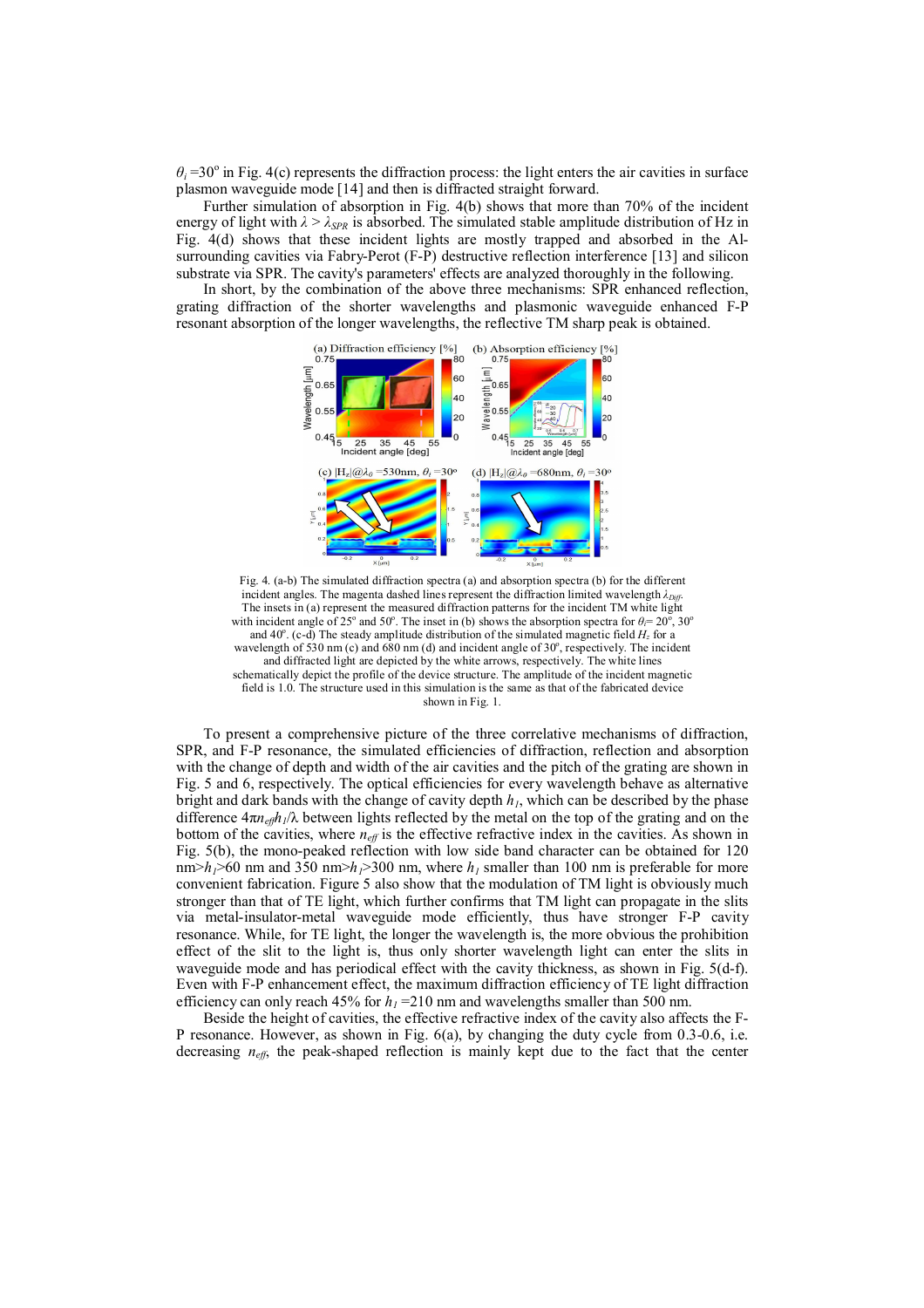$\theta_i$ =30° in Fig. 4(c) represents the diffraction process: the light enters the air cavities in surface plasmon waveguide mode [14] and then is diffracted straight forward.

Further simulation of absorption in Fig. 4(b) shows that more than 70% of the incident energy of light with $\lambda > \lambda_{SPR}$ is absorbed. The simulated stable amplitude distribution of Hz in Fig. 4(d) shows that these incident lights are mostly trapped and absorbed in the Al-surrounding cavities via Fabry-Perot (F-P) destructive reflection interference [13] and silicon substrate via SPR. The cavity's parameters' effects are analyzed thoroughly in the following.

In short, by the combination of the above three mechanisms: SPR enhanced reflection, grating diffraction of the shorter wavelengths and plasmonic waveguide enhanced F-P resonant absorption of the longer wavelengths, the reflective TM sharp peak is obtained.

Fig. 4. (a-b) The simulated diffraction spectra (a) and absorption spectra (b) for the different incident angles. The magenta dashed lines represent the diffraction limited wavelength $\lambda_{Diff}$. The insets in (a) represent the measured diffraction patterns for the incident TM white light with incident angle of 25° and 50°. The inset in (b) shows the absorption spectra for $\theta_i$= 20°, 30° and 40°. (c-d) The steady amplitude distribution of the simulated magnetic field $H_z$ for a wavelength of 530 nm (c) and 680 nm (d) and incident angle of 30°, respectively. The incident and diffracted light are depicted by the white arrows, respectively. The white lines schematically depict the profile of the device structure. The amplitude of the incident magnetic field is 1.0. The structure used in this simulation is the same as that of the fabricated device shown in Fig. 1.

To present a comprehensive picture of the three correlative mechanisms of diffraction, SPR, and F-P resonance, the simulated efficiencies of diffraction, reflection and absorption with the change of depth and width of the air cavities and the pitch of the grating are shown in Fig. 5 and 6, respectively. The optical efficiencies for every wavelength behave as alternative bright and dark bands with the change of cavity depth $h_1$, which can be described by the phase difference $4\pi n_{eff} h_1/\lambda$ between lights reflected by the metal on the top of the grating and on the bottom of the cavities, where $n_{eff}$ is the effective refractive index in the cavities. As shown in Fig. 5(b), the mono-peaked reflection with low side band character can be obtained for 120 nm>$h_1$>60 nm and 350 nm>$h_1$>300 nm, where $h_1$ smaller than 100 nm is preferable for more convenient fabrication. Figure 5 also show that the modulation of TM light is obviously much stronger than that of TE light, which further confirms that TM light can propagate in the slits via metal-insulator-metal waveguide mode efficiently, thus have stronger F-P cavity resonance. While, for TE light, the longer the wavelength is, the more obvious the prohibition effect of the slit to the light is, thus only shorter wavelength light can enter the slits in waveguide mode and has periodical effect with the cavity thickness, as shown in Fig. 5(d-f). Even with F-P enhancement effect, the maximum diffraction efficiency of TE light diffraction efficiency can only reach 45% for $h_1$ =210 nm and wavelengths smaller than 500 nm.

Beside the height of cavities, the effective refractive index of the cavity also affects the F-P resonance. However, as shown in Fig. 6(a), by changing the duty cycle from 0.3-0.6, i.e. decreasing $n_{eff}$, the peak-shaped reflection is mainly kept due to the fact that the center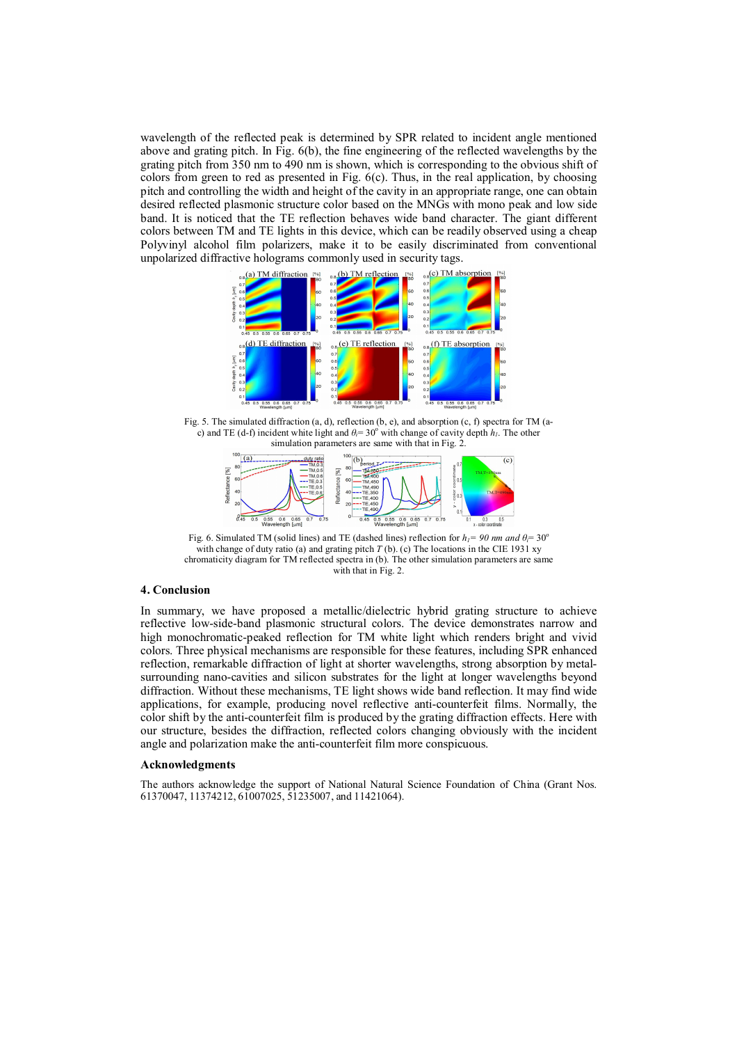wavelength of the reflected peak is determined by SPR related to incident angle mentioned above and grating pitch. In Fig. 6(b), the fine engineering of the reflected wavelengths by the grating pitch from 350 nm to 490 nm is shown, which is corresponding to the obvious shift of colors from green to red as presented in Fig. 6(c). Thus, in the real application, by choosing pitch and controlling the width and height of the cavity in an appropriate range, one can obtain desired reflected plasmonic structure color based on the MNGs with mono peak and low side band. It is noticed that the TE reflection behaves wide band character. The giant different colors between TM and TE lights in this device, which can be readily observed using a cheap Polyvinyl alcohol film polarizers, make it to be easily discriminated from conventional unpolarized diffractive holograms commonly used in security tags.

(a) TM diffraction
(b) TM reflection
(c) TM absorption
(d) TE diffraction
(e) TE reflection
(f) TE absorption
[%]
Cavity depth $h_1$ [μm]
Wavelength [μm]

Fig. 5. The simulated diffraction (a, d), reflection (b, e), and absorption (c, f) spectra for TM (a-c) and TE (d-f) incident white light and $\theta_i$= 30° with change of cavity depth $h_1$. The other simulation parameters are same with that in Fig. 2.

(a)
duty ratio
TM,0.3
TM,0.5
TM,0.6
TE,0.3
TE,0.5
TE,0.6
Reflectance [%]
Wavelength [μm]

(b)
period $T$
TM,350
TM,400
TM,450
TM,490
TE,350
TE,400
TE,450
TE,490
Reflectance [%]
Wavelength [μm]

(c)
TM,T=350nm
TM,T=490nm
y - color coordinate
x - color coordinate

Fig. 6. Simulated TM (solid lines) and TE (dashed lines) reflection for $h_1$= 90 nm and $\theta_i$= 30° with change of duty ratio (a) and grating pitch $T$ (b). (c) The locations in the CIE 1931 xy chromaticity diagram for TM reflected spectra in (b). The other simulation parameters are same with that in Fig. 2.

## 4. Conclusion

In summary, we have proposed a metallic/dielectric hybrid grating structure to achieve reflective low-side-band plasmonic structural colors. The device demonstrates narrow and high monochromatic-peaked reflection for TM white light which renders bright and vivid colors. Three physical mechanisms are responsible for these features, including SPR enhanced reflection, remarkable diffraction of light at shorter wavelengths, strong absorption by metal-surrounding nano-cavities and silicon substrates for the light at longer wavelengths beyond diffraction. Without these mechanisms, TE light shows wide band reflection. It may find wide applications, for example, producing novel reflective anti-counterfeit films. Normally, the color shift by the anti-counterfeit film is produced by the grating diffraction effects. Here with our structure, besides the diffraction, reflected colors changing obviously with the incident angle and polarization make the anti-counterfeit film more conspicuous.

### Acknowledgments

The authors acknowledge the support of National Natural Science Foundation of China (Grant Nos. 61370047, 11374212, 61007025, 51235007, and 11421064).